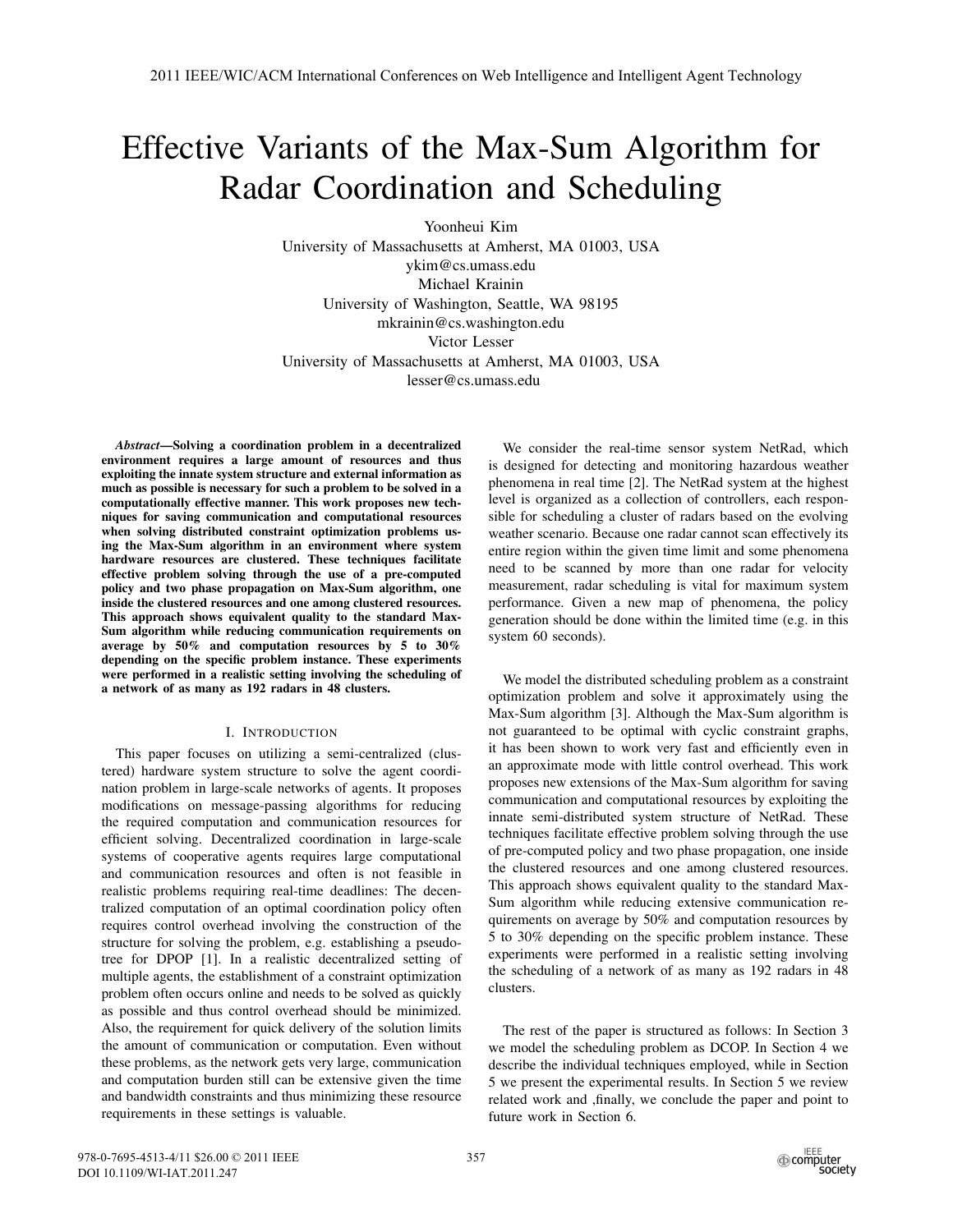# Effective Variants of the Max-Sum Algorithm for Radar Coordination and Scheduling

Yoonheui Kim
University of Massachusetts at Amherst, MA 01003, USA
ykim@cs.umass.edu

Michael Krainin
University of Washington, Seattle, WA 98195
mkrainin@cs.washington.edu

Victor Lesser
University of Massachusetts at Amherst, MA 01003, USA
lesser@cs.umass.edu

***Abstract*—Solving a coordination problem in a decentralized environment requires a large amount of resources and thus exploiting the innate system structure and external information as much as possible is necessary for such a problem to be solved in a computationally effective manner. This work proposes new techniques for saving communication and computational resources when solving distributed constraint optimization problems using the Max-Sum algorithm in an environment where system hardware resources are clustered. These techniques facilitate effective problem solving through the use of a pre-computed policy and two phase propagation on Max-Sum algorithm, one inside the clustered resources and one among clustered resources. This approach shows equivalent quality to the standard Max-Sum algorithm while reducing communication requirements on average by 50% and computation resources by 5 to 30% depending on the specific problem instance. These experiments were performed in a realistic setting involving the scheduling of a network of as many as 192 radars in 48 clusters.**

## I. Introduction

This paper focuses on utilizing a semi-centralized (clustered) hardware system structure to solve the agent coordination problem in large-scale networks of agents. It proposes modifications on message-passing algorithms for reducing the required computation and communication resources for efficient solving. Decentralized coordination in large-scale systems of cooperative agents requires large computational and communication resources and often is not feasible in realistic problems requiring real-time deadlines: The decentralized computation of an optimal coordination policy often requires control overhead involving the construction of the structure for solving the problem, e.g. establishing a pseudo-tree for DPOP [1]. In a realistic decentralized setting of multiple agents, the establishment of a constraint optimization problem often occurs online and needs to be solved as quickly as possible and thus control overhead should be minimized. Also, the requirement for quick delivery of the solution limits the amount of communication or computation. Even without these problems, as the network gets very large, communication and computation burden still can be extensive given the time and bandwidth constraints and thus minimizing these resource requirements in these settings is valuable.

We consider the real-time sensor system NetRad, which is designed for detecting and monitoring hazardous weather phenomena in real time [2]. The NetRad system at the highest level is organized as a collection of controllers, each responsible for scheduling a cluster of radars based on the evolving weather scenario. Because one radar cannot scan effectively its entire region within the given time limit and some phenomena need to be scanned by more than one radar for velocity measurement, radar scheduling is vital for maximum system performance. Given a new map of phenomena, the policy generation should be done within the limited time (e.g. in this system 60 seconds).

We model the distributed scheduling problem as a constraint optimization problem and solve it approximately using the Max-Sum algorithm [3]. Although the Max-Sum algorithm is not guaranteed to be optimal with cyclic constraint graphs, it has been shown to work very fast and efficiently even in an approximate mode with little control overhead. This work proposes new extensions of the Max-Sum algorithm for saving communication and computational resources by exploiting the innate semi-distributed system structure of NetRad. These techniques facilitate effective problem solving through the use of pre-computed policy and two phase propagation, one inside the clustered resources and one among clustered resources. This approach shows equivalent quality to the standard Max-Sum algorithm while reducing extensive communication requirements on average by 50% and computation resources by 5 to 30% depending on the specific problem instance. These experiments were performed in a realistic setting involving the scheduling of a network of as many as 192 radars in 48 clusters.

The rest of the paper is structured as follows: In Section 3 we model the scheduling problem as DCOP. In Section 4 we describe the individual techniques employed, while in Section 5 we present the experimental results. In Section 5 we review related work and ,finally, we conclude the paper and point to future work in Section 6.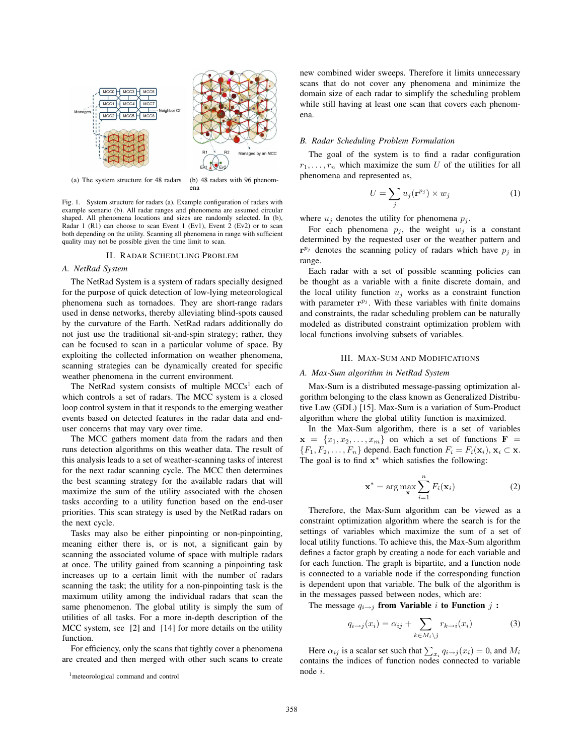MCC0 MCC3 MCC6
MCC1 MCC4 MCC7
MCC2 MCC5 MCC8
Manages
Neighbor Of

R1 R2 Managed by an MCC
Ev1 Ev2

(a) The system structure for 48 radars (b) 48 radars with 96 phenomena

Fig. 1. System structure for radars (a), Example configuration of radars with example scenario (b). All radar ranges and phenomena are assumed circular shaped. All phenomena locations and sizes are randomly selected. In (b), Radar 1 (R1) can choose to scan Event 1 (Ev1), Event 2 (Ev2) or to scan both depending on the utility. Scanning all phenomena in range with sufficient quality may not be possible given the time limit to scan.

## II. Radar Scheduling Problem

### A. NetRad System

The NetRad System is a system of radars specially designed for the purpose of quick detection of low-lying meteorological phenomena such as tornadoes. They are short-range radars used in dense networks, thereby alleviating blind-spots caused by the curvature of the Earth. NetRad radars additionally do not just use the traditional sit-and-spin strategy; rather, they can be focused to scan in a particular volume of space. By exploiting the collected information on weather phenomena, scanning strategies can be dynamically created for specific weather phenomena in the current environment.

The NetRad system consists of multiple MCCs[1] each of which controls a set of radars. The MCC system is a closed loop control system in that it responds to the emerging weather events based on detected features in the radar data and end-user concerns that may vary over time.

The MCC gathers moment data from the radars and then runs detection algorithms on this weather data. The result of this analysis leads to a set of weather-scanning tasks of interest for the next radar scanning cycle. The MCC then determines the best scanning strategy for the available radars that will maximize the sum of the utility associated with the chosen tasks according to a utility function based on the end-user priorities. This scan strategy is used by the NetRad radars on the next cycle.

Tasks may also be either pinpointing or non-pinpointing, meaning either there is, or is not, a significant gain by scanning the associated volume of space with multiple radars at once. The utility gained from scanning a pinpointing task increases up to a certain limit with the number of radars scanning the task; the utility for a non-pinpointing task is the maximum utility among the individual radars that scan the same phenomenon. The global utility is simply the sum of utilities of all tasks. For a more in-depth description of the MCC system, see [2] and [14] for more details on the utility function.

For efficiency, only the scans that tightly cover a phenomena are created and then merged with other such scans to create new combined wider sweeps. Therefore it limits unnecessary scans that do not cover any phenomena and minimize the domain size of each radar to simplify the scheduling problem while still having at least one scan that covers each phenomena.

[1]meteorological command and control

### B. Radar Scheduling Problem Formulation

The goal of the system is to find a radar configuration $r_1, \ldots, r_n$ which maximize the sum $U$ of the utilities for all phenomena and represented as,

$$U = \sum_j u_j(\mathbf{r}^{p_j}) \times w_j \tag{1}$$

where $u_j$ denotes the utility for phenomena $p_j$.

For each phenomena $p_j$, the weight $w_j$ is a constant determined by the requested user or the weather pattern and $\mathbf{r}^{p_j}$ denotes the scanning policy of radars which have $p_j$ in range.

Each radar with a set of possible scanning policies can be thought as a variable with a finite discrete domain, and the local utility function $u_j$ works as a constraint function with parameter $\mathbf{r}^{p_j}$. With these variables with finite domains and constraints, the radar scheduling problem can be naturally modeled as distributed constraint optimization problem with local functions involving subsets of variables.

## III. Max-Sum and Modifications

### A. Max-Sum algorithm in NetRad System

Max-Sum is a distributed message-passing optimization algorithm belonging to the class known as Generalized Distributive Law (GDL) [15]. Max-Sum is a variation of Sum-Product algorithm where the global utility function is maximized.

In the Max-Sum algorithm, there is a set of variables $\mathbf{x} = \{x_1, x_2, \ldots, x_m\}$ on which a set of functions $\mathbf{F} = \{F_1, F_2, \ldots, F_n\}$ depend. Each function $F_i = F_i(\mathbf{x}_i)$, $\mathbf{x}_i \subset \mathbf{x}$. The goal is to find $\mathbf{x}^*$ which satisfies the following:

$$\mathbf{x}^* = \arg\max_{\mathbf{x}} \sum_{i=1}^{n} F_i(\mathbf{x}_i) \tag{2}$$

Therefore, the Max-Sum algorithm can be viewed as a constraint optimization algorithm where the search is for the settings of variables which maximize the sum of a set of local utility functions. To achieve this, the Max-Sum algorithm defines a factor graph by creating a node for each variable and for each function. The graph is bipartite, and a function node is connected to a variable node if the corresponding function is dependent upon that variable. The bulk of the algorithm is in the messages passed between nodes, which are:

The message $q_{i \to j}$ **from Variable** $i$ **to Function** $j$ **:**

$$q_{i \to j}(x_i) = \alpha_{ij} + \sum_{k \in M_i \setminus j} r_{k \to i}(x_i) \tag{3}$$

Here $\alpha_{ij}$ is a scalar set such that $\sum_{x_i} q_{i \to j}(x_i) = 0$, and $M_i$ contains the indices of function nodes connected to variable node $i$.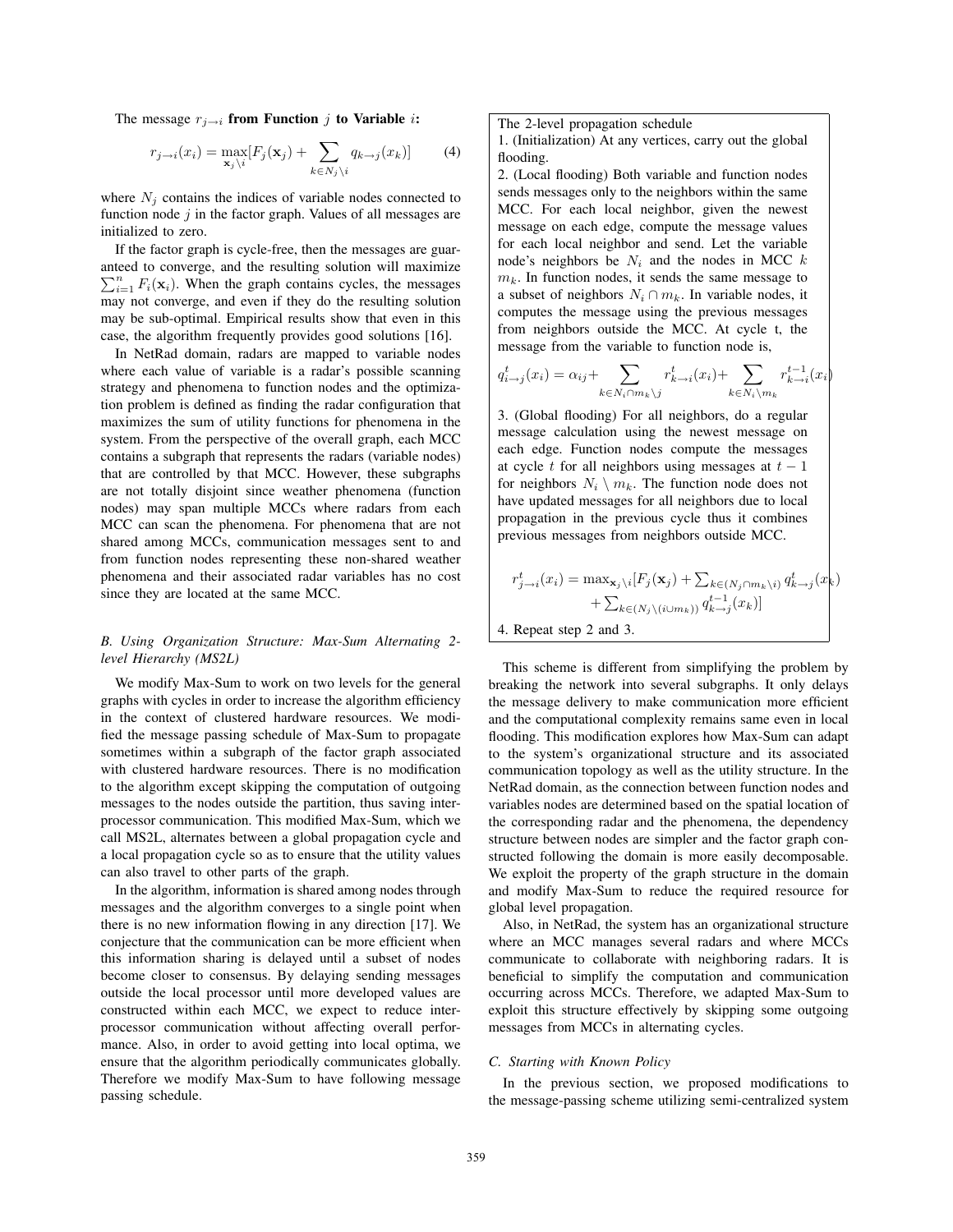The message $r_{j \to i}$ **from Function** $j$ **to Variable** $i$**:**

$$r_{j \to i}(x_i) = \max_{\mathbf{x}_j \setminus i}[F_j(\mathbf{x}_j) + \sum_{k \in N_j \setminus i} q_{k \to j}(x_k)] \tag{4}$$

where $N_j$ contains the indices of variable nodes connected to function node $j$ in the factor graph. Values of all messages are initialized to zero.

If the factor graph is cycle-free, then the messages are guaranteed to converge, and the resulting solution will maximize $\sum_{i=1}^{n} F_i(\mathbf{x}_i)$. When the graph contains cycles, the messages may not converge, and even if they do the resulting solution may be sub-optimal. Empirical results show that even in this case, the algorithm frequently provides good solutions [16].

In NetRad domain, radars are mapped to variable nodes where each value of variable is a radar's possible scanning strategy and phenomena to function nodes and the optimization problem is defined as finding the radar configuration that maximizes the sum of utility functions for phenomena in the system. From the perspective of the overall graph, each MCC contains a subgraph that represents the radars (variable nodes) that are controlled by that MCC. However, these subgraphs are not totally disjoint since weather phenomena (function nodes) may span multiple MCCs where radars from each MCC can scan the phenomena. For phenomena that are not shared among MCCs, communication messages sent to and from function nodes representing these non-shared weather phenomena and their associated radar variables has no cost since they are located at the same MCC.

### B. Using Organization Structure: Max-Sum Alternating 2-level Hierarchy (MS2L)

We modify Max-Sum to work on two levels for the general graphs with cycles in order to increase the algorithm efficiency in the context of clustered hardware resources. We modified the message passing schedule of Max-Sum to propagate sometimes within a subgraph of the factor graph associated with clustered hardware resources. There is no modification to the algorithm except skipping the computation of outgoing messages to the nodes outside the partition, thus saving inter-processor communication. This modified Max-Sum, which we call MS2L, alternates between a global propagation cycle and a local propagation cycle so as to ensure that the utility values can also travel to other parts of the graph.

In the algorithm, information is shared among nodes through messages and the algorithm converges to a single point when there is no new information flowing in any direction [17]. We conjecture that the communication can be more efficient when this information sharing is delayed until a subset of nodes become closer to consensus. By delaying sending messages outside the local processor until more developed values are constructed within each MCC, we expect to reduce inter-processor communication without affecting overall performance. Also, in order to avoid getting into local optima, we ensure that the algorithm periodically communicates globally. Therefore we modify Max-Sum to have following message passing schedule.

The 2-level propagation schedule

1. (Initialization) At any vertices, carry out the global flooding.
2. (Local flooding) Both variable and function nodes sends messages only to the neighbors within the same MCC. For each local neighbor, given the newest message on each edge, compute the message values for each local neighbor and send. Let the variable node's neighbors be $N_i$ and the nodes in MCC $k$ $m_k$. In function nodes, it sends the same message to a subset of neighbors $N_i \cap m_k$. In variable nodes, it computes the message using the previous messages from neighbors outside the MCC. At cycle t, the message from the variable to function node is,

$$q_{i \to j}^{t}(x_i) = \alpha_{ij} + \sum_{k \in N_i \cap m_k \setminus j} r_{k \to i}^{t}(x_i) + \sum_{k \in N_i \setminus m_k} r_{k \to i}^{t-1}(x_i)$$

3. (Global flooding) For all neighbors, do a regular message calculation using the newest message on each edge. Function nodes compute the messages at cycle $t$ for all neighbors using messages at $t-1$ for neighbors $N_i \setminus m_k$. The function node does not have updated messages for all neighbors due to local propagation in the previous cycle thus it combines previous messages from neighbors outside MCC.

$$r_{j \to i}^{t}(x_i) = \max_{\mathbf{x}_j \setminus i}[F_j(\mathbf{x}_j) + \sum_{k \in (N_j \cap m_k \setminus i)} q_{k \to j}^{t}(x_k) + \sum_{k \in (N_j \setminus (i \cup m_k))} q_{k \to j}^{t-1}(x_k)]$$

4. Repeat step 2 and 3.

This scheme is different from simplifying the problem by breaking the network into several subgraphs. It only delays the message delivery to make communication more efficient and the computational complexity remains same even in local flooding. This modification explores how Max-Sum can adapt to the system's organizational structure and its associated communication topology as well as the utility structure. In the NetRad domain, as the connection between function nodes and variables nodes are determined based on the spatial location of the corresponding radar and the phenomena, the dependency structure between nodes are simpler and the factor graph constructed following the domain is more easily decomposable. We exploit the property of the graph structure in the domain and modify Max-Sum to reduce the required resource for global level propagation.

Also, in NetRad, the system has an organizational structure where an MCC manages several radars and where MCCs communicate to collaborate with neighboring radars. It is beneficial to simplify the computation and communication occurring across MCCs. Therefore, we adapted Max-Sum to exploit this structure effectively by skipping some outgoing messages from MCCs in alternating cycles.

### C. Starting with Known Policy

In the previous section, we proposed modifications to the message-passing scheme utilizing semi-centralized system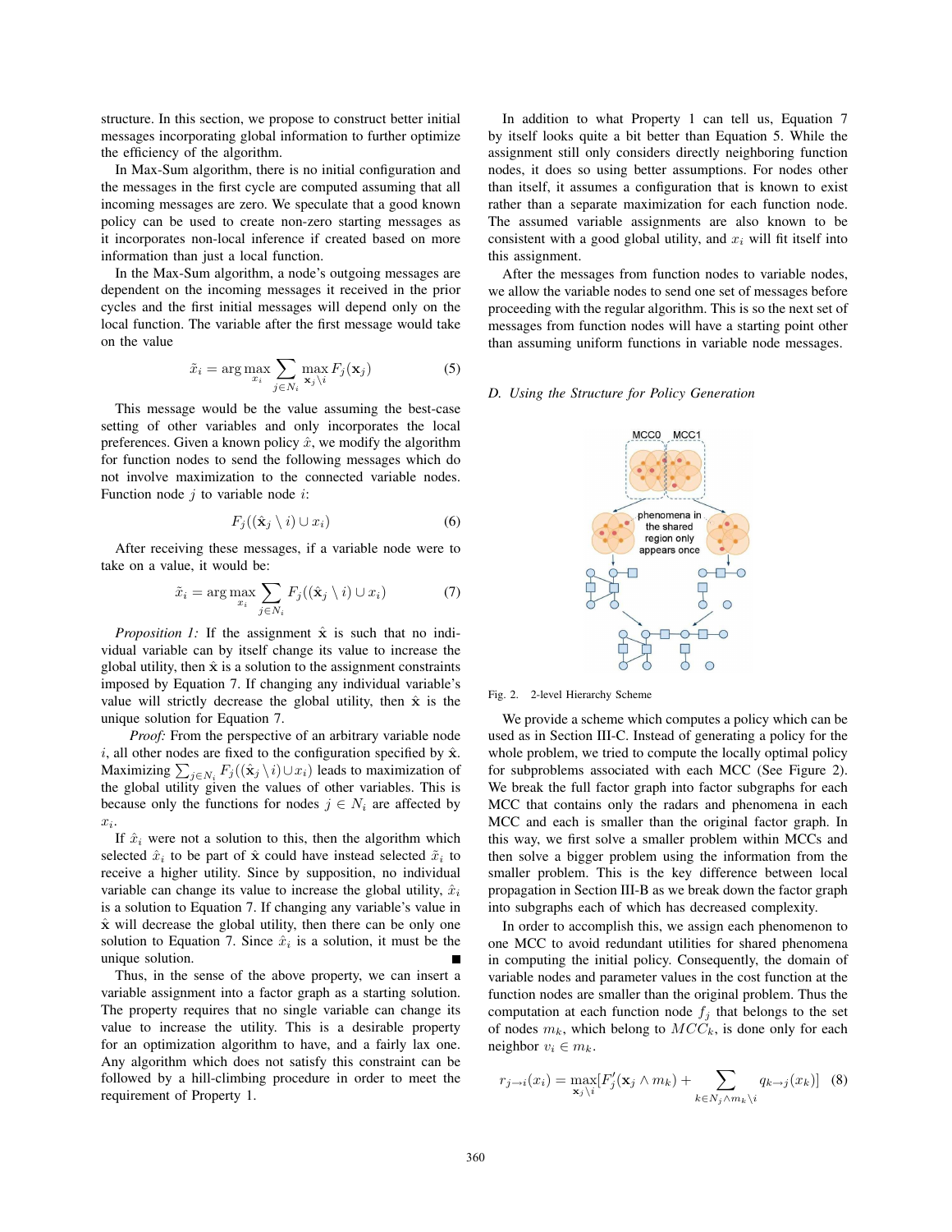structure. In this section, we propose to construct better initial messages incorporating global information to further optimize the efficiency of the algorithm.

In Max-Sum algorithm, there is no initial configuration and the messages in the first cycle are computed assuming that all incoming messages are zero. We speculate that a good known policy can be used to create non-zero starting messages as it incorporates non-local inference if created based on more information than just a local function.

In the Max-Sum algorithm, a node's outgoing messages are dependent on the incoming messages it received in the prior cycles and the first initial messages will depend only on the local function. The variable after the first message would take on the value

$$\tilde{x}_i = \arg\max_{x_i} \sum_{j \in N_i} \max_{\mathbf{x}_j \setminus i} F_j(\mathbf{x}_j) \quad (5)$$

This message would be the value assuming the best-case setting of other variables and only incorporates the local preferences. Given a known policy $\hat{x}$, we modify the algorithm for function nodes to send the following messages which do not involve maximization to the connected variable nodes. Function node $j$ to variable node $i$:

$$F_j((\hat{\mathbf{x}}_j \setminus i) \cup x_i) \quad (6)$$

After receiving these messages, if a variable node were to take on a value, it would be:

$$\tilde{x}_i = \arg\max_{x_i} \sum_{j \in N_i} F_j((\hat{\mathbf{x}}_j \setminus i) \cup x_i) \quad (7)$$

*Proposition 1:* If the assignment $\hat{\mathbf{x}}$ is such that no individual variable can by itself change its value to increase the global utility, then $\hat{\mathbf{x}}$ is a solution to the assignment constraints imposed by Equation 7. If changing any individual variable's value will strictly decrease the global utility, then $\hat{\mathbf{x}}$ is the unique solution for Equation 7.

*Proof:* From the perspective of an arbitrary variable node $i$, all other nodes are fixed to the configuration specified by $\hat{\mathbf{x}}$. Maximizing $\sum_{j \in N_i} F_j((\hat{\mathbf{x}}_j \setminus i) \cup x_i)$ leads to maximization of the global utility given the values of other variables. This is because only the functions for nodes $j \in N_i$ are affected by $x_i$.

If $\hat{x}_i$ were not a solution to this, then the algorithm which selected $\hat{x}_i$ to be part of $\hat{\mathbf{x}}$ could have instead selected $\tilde{x}_i$ to receive a higher utility. Since by supposition, no individual variable can change its value to increase the global utility, $\hat{x}_i$ is a solution to Equation 7. If changing any variable's value in $\hat{\mathbf{x}}$ will decrease the global utility, then there can be only one solution to Equation 7. Since $\hat{x}_i$ is a solution, it must be the unique solution. ■

Thus, in the sense of the above property, we can insert a variable assignment into a factor graph as a starting solution. The property requires that no single variable can change its value to increase the utility. This is a desirable property for an optimization algorithm to have, and a fairly lax one. Any algorithm which does not satisfy this constraint can be followed by a hill-climbing procedure in order to meet the requirement of Property 1.

In addition to what Property 1 can tell us, Equation 7 by itself looks quite a bit better than Equation 5. While the assignment still only considers directly neighboring function nodes, it does so using better assumptions. For nodes other than itself, it assumes a configuration that is known to exist rather than a separate maximization for each function node. The assumed variable assignments are also known to be consistent with a good global utility, and $x_i$ will fit itself into this assignment.

After the messages from function nodes to variable nodes, we allow the variable nodes to send one set of messages before proceeding with the regular algorithm. This is so the next set of messages from function nodes will have a starting point other than assuming uniform functions in variable node messages.

### D. Using the Structure for Policy Generation

Fig. 2. 2-level Hierarchy Scheme

We provide a scheme which computes a policy which can be used as in Section III-C. Instead of generating a policy for the whole problem, we tried to compute the locally optimal policy for subproblems associated with each MCC (See Figure 2). We break the full factor graph into factor subgraphs for each MCC that contains only the radars and phenomena in each MCC and each is smaller than the original factor graph. In this way, we first solve a smaller problem within MCCs and then solve a bigger problem using the information from the smaller problem. This is the key difference between local propagation in Section III-B as we break down the factor graph into subgraphs each of which has decreased complexity.

In order to accomplish this, we assign each phenomenon to one MCC to avoid redundant utilities for shared phenomena in computing the initial policy. Consequently, the domain of variable nodes and parameter values in the cost function at the function nodes are smaller than the original problem. Thus the computation at each function node $f_j$ that belongs to the set of nodes $m_k$, which belong to $MCC_k$, is done only for each neighbor $v_i \in m_k$.

$$r_{j \to i}(x_i) = \max_{\mathbf{x}_j \setminus i} [F'_j(\mathbf{x}_j \wedge m_k) + \sum_{k \in N_j \wedge m_k \setminus i} q_{k \to j}(x_k)] \quad (8)$$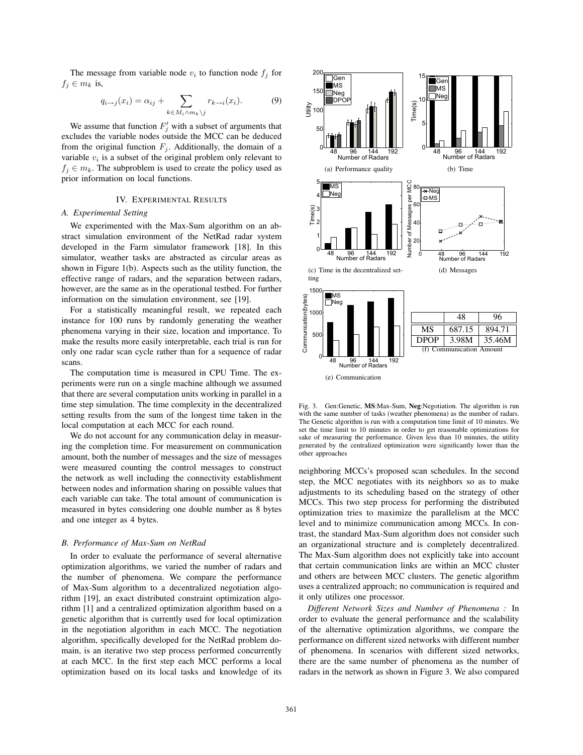The message from variable node $v_i$ to function node $f_j$ for $f_j \in m_k$ is,

$$q_{i \to j}(x_i) = \alpha_{ij} + \sum_{k \in M_i \wedge m_k \setminus j} r_{k \to i}(x_i). \tag{9}$$

We assume that function $F_j'$ with a subset of arguments that excludes the variable nodes outside the MCC can be deduced from the original function $F_j$. Additionally, the domain of a variable $v_i$ is a subset of the original problem only relevant to $f_j \in m_k$. The subproblem is used to create the policy used as prior information on local functions.

## IV. Experimental Results

### A. Experimental Setting

We experimented with the Max-Sum algorithm on an abstract simulation environment of the NetRad radar system developed in the Farm simulator framework [18]. In this simulator, weather tasks are abstracted as circular areas as shown in Figure 1(b). Aspects such as the utility function, the effective range of radars, and the separation between radars, however, are the same as in the operational testbed. For further information on the simulation environment, see [19].

For a statistically meaningful result, we repeated each instance for 100 runs by randomly generating the weather phenomena varying in their size, location and importance. To make the results more easily interpretable, each trial is run for only one radar scan cycle rather than for a sequence of radar scans.

The computation time is measured in CPU Time. The experiments were run on a single machine although we assumed that there are several computation units working in parallel in a time step simulation. The time complexity in the decentralized setting results from the sum of the longest time taken in the local computation at each MCC for each round.

We do not account for any communication delay in measuring the completion time. For measurement on communication amount, both the number of messages and the size of messages were measured counting the control messages to construct the network as well including the connectivity establishment between nodes and information sharing on possible values that each variable can take. The total amount of communication is measured in bytes considering one double number as 8 bytes and one integer as 4 bytes.

### B. Performance of Max-Sum on NetRad

In order to evaluate the performance of several alternative optimization algorithms, we varied the number of radars and the number of phenomena. We compare the performance of Max-Sum algorithm to a decentralized negotiation algorithm [19], an exact distributed constraint optimization algorithm [1] and a centralized optimization algorithm based on a genetic algorithm that is currently used for local optimization in the negotiation algorithm in each MCC. The negotiation algorithm, specifically developed for the NetRad problem domain, is an iterative two step process performed concurrently at each MCC. In the first step each MCC performs a local optimization based on its local tasks and knowledge of its neighboring MCCs's proposed scan schedules. In the second step, the MCC negotiates with its neighbors so as to make adjustments to its scheduling based on the strategy of other MCCs. This two step process for performing the distributed optimization tries to maximize the parallelism at the MCC level and to minimize communication among MCCs. In contrast, the standard Max-Sum algorithm does not consider such an organizational structure and is completely decentralized. The Max-Sum algorithm does not explicitly take into account that certain communication links are within an MCC cluster and others are between MCC clusters. The genetic algorithm uses a centralized approach; no communication is required and it only utilizes one processor.

Utility
Gen
MS
Neg
DPOP
0 50 100 150 200
48 96 144 192
Number of Radars
(a) Performance quality

Time(s)
Gen
MS
Neg
0 5 10 15
48 96 144 192
Number of Radars
(b) Time

Time(s)
MS
Neg
0 1 2 3 4 5
48 96 144 192
Number of Radars
(c) Time in the decentralized setting

Number of Messages per MCC
Neg
MS
20 40 60 80
0 48 96 144 192
Number of Radars
(d) Messages

Communication(bytes)
MS
Neg
0 500 1000 1500
48 96 144 192
Number of Radars
(e) Communication

| | 48 | 96 |
|---|---|---|
| MS | 687.15 | 894.71 |
| DPOP | 3.98M | 35.46M |

(f) Communication Amount

Fig. 3. Gen:Genetic, **MS**:Max-Sum, **Neg**:Negotiation. The algorithm is run with the same number of tasks (weather phenomena) as the number of radars. The Genetic algorithm is run with a computation time limit of 10 minutes. We set the time limit to 10 minutes in order to get reasonable optimizations for sake of measuring the performance. Given less than 10 minutes, the utility generated by the centralized optimization were significantly lower than the other approaches

*Different Network Sizes and Number of Phenomena :* In order to evaluate the general performance and the scalability of the alternative optimization algorithms, we compare the performance on different sized networks with different number of phenomena. In scenarios with different sized networks, there are the same number of phenomena as the number of radars in the network as shown in Figure 3. We also compared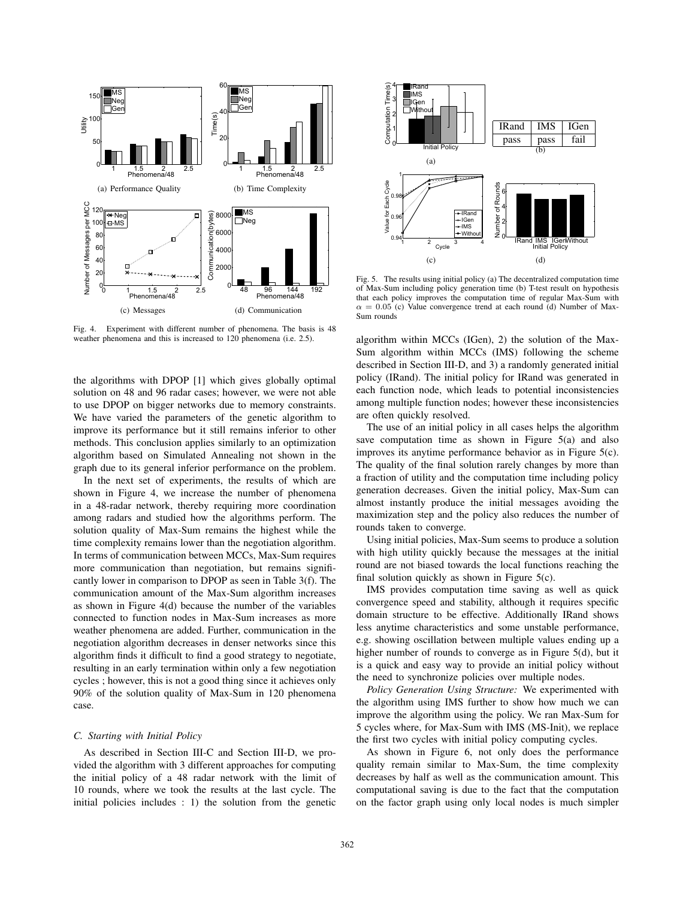Fig. 4. Experiment with different number of phenomena. The basis is 48 weather phenomena and this is increased to 120 phenomena (i.e. 2.5).

the algorithms with DPOP [1] which gives globally optimal solution on 48 and 96 radar cases; however, we were not able to use DPOP on bigger networks due to memory constraints. We have varied the parameters of the genetic algorithm to improve its performance but it still remains inferior to other methods. This conclusion applies similarly to an optimization algorithm based on Simulated Annealing not shown in the graph due to its general inferior performance on the problem.

In the next set of experiments, the results of which are shown in Figure 4, we increase the number of phenomena in a 48-radar network, thereby requiring more coordination among radars and studied how the algorithms perform. The solution quality of Max-Sum remains the highest while the time complexity remains lower than the negotiation algorithm. In terms of communication between MCCs, Max-Sum requires more communication than negotiation, but remains significantly lower in comparison to DPOP as seen in Table 3(f). The communication amount of the Max-Sum algorithm increases as shown in Figure 4(d) because the number of the variables connected to function nodes in Max-Sum increases as more weather phenomena are added. Further, communication in the negotiation algorithm decreases in denser networks since this algorithm finds it difficult to find a good strategy to negotiate, resulting in an early termination within only a few negotiation cycles ; however, this is not a good thing since it achieves only 90% of the solution quality of Max-Sum in 120 phenomena case.

### C. Starting with Initial Policy

As described in Section III-C and Section III-D, we provided the algorithm with 3 different approaches for computing the initial policy of a 48 radar network with the limit of 10 rounds, where we took the results at the last cycle. The initial policies includes : 1) the solution from the genetic algorithm within MCCs (IGen), 2) the solution of the Max-Sum algorithm within MCCs (IMS) following the scheme described in Section III-D, and 3) a randomly generated initial policy (IRand). The initial policy for IRand was generated in each function node, which leads to potential inconsistencies among multiple function nodes; however these inconsistencies are often quickly resolved.

| IRand | IMS | IGen |
|---|---|---|
| pass | pass | fail |

Fig. 5. The results using initial policy (a) The decentralized computation time of Max-Sum including policy generation time (b) T-test result on hypothesis that each policy improves the computation time of regular Max-Sum with $\alpha = 0.05$ (c) Value convergence trend at each round (d) Number of Max-Sum rounds

The use of an initial policy in all cases helps the algorithm save computation time as shown in Figure 5(a) and also improves its anytime performance behavior as in Figure 5(c). The quality of the final solution rarely changes by more than a fraction of utility and the computation time including policy generation decreases. Given the initial policy, Max-Sum can almost instantly produce the initial messages avoiding the maximization step and the policy also reduces the number of rounds taken to converge.

Using initial policies, Max-Sum seems to produce a solution with high utility quickly because the messages at the initial round are not biased towards the local functions reaching the final solution quickly as shown in Figure 5(c).

IMS provides computation time saving as well as quick convergence speed and stability, although it requires specific domain structure to be effective. Additionally IRand shows less anytime characteristics and some unstable performance, e.g. showing oscillation between multiple values ending up a higher number of rounds to converge as in Figure 5(d), but it is a quick and easy way to provide an initial policy without the need to synchronize policies over multiple nodes.

*Policy Generation Using Structure:* We experimented with the algorithm using IMS further to show how much we can improve the algorithm using the policy. We ran Max-Sum for 5 cycles where, for Max-Sum with IMS (MS-Init), we replace the first two cycles with initial policy computing cycles.

As shown in Figure 6, not only does the performance quality remain similar to Max-Sum, the time complexity decreases by half as well as the communication amount. This computational saving is due to the fact that the computation on the factor graph using only local nodes is much simpler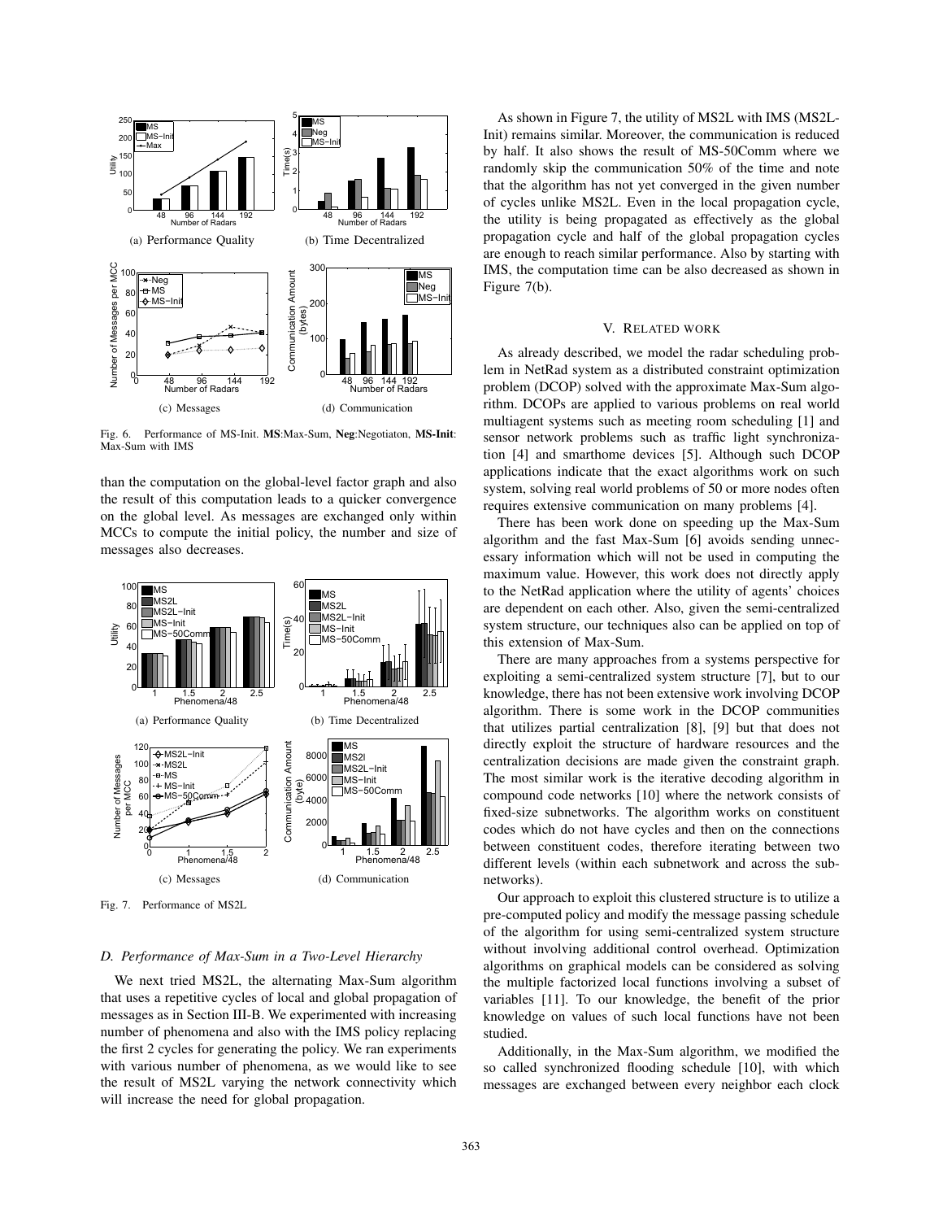Fig. 6. Performance of MS-Init. **MS**:Max-Sum, **Neg**:Negotiaton, **MS-Init**: Max-Sum with IMS

than the computation on the global-level factor graph and also the result of this computation leads to a quicker convergence on the global level. As messages are exchanged only within MCCs to compute the initial policy, the number and size of messages also decreases.

Fig. 7. Performance of MS2L

### D. Performance of Max-Sum in a Two-Level Hierarchy

We next tried MS2L, the alternating Max-Sum algorithm that uses a repetitive cycles of local and global propagation of messages as in Section III-B. We experimented with increasing number of phenomena and also with the IMS policy replacing the first 2 cycles for generating the policy. We ran experiments with various number of phenomena, as we would like to see the result of MS2L varying the network connectivity which will increase the need for global propagation.

As shown in Figure 7, the utility of MS2L with IMS (MS2L-Init) remains similar. Moreover, the communication is reduced by half. It also shows the result of MS-50Comm where we randomly skip the communication 50% of the time and note that the algorithm has not yet converged in the given number of cycles unlike MS2L. Even in the local propagation cycle, the utility is being propagated as effectively as the global propagation cycle and half of the global propagation cycles are enough to reach similar performance. Also by starting with IMS, the computation time can be also decreased as shown in Figure 7(b).

## V. Related work

As already described, we model the radar scheduling problem in NetRad system as a distributed constraint optimization problem (DCOP) solved with the approximate Max-Sum algorithm. DCOPs are applied to various problems on real world multiagent systems such as meeting room scheduling [1] and sensor network problems such as traffic light synchronization [4] and smarthome devices [5]. Although such DCOP applications indicate that the exact algorithms work on such system, solving real world problems of 50 or more nodes often requires extensive communication on many problems [4].

There has been work done on speeding up the Max-Sum algorithm and the fast Max-Sum [6] avoids sending unnecessary information which will not be used in computing the maximum value. However, this work does not directly apply to the NetRad application where the utility of agents' choices are dependent on each other. Also, given the semi-centralized system structure, our techniques also can be applied on top of this extension of Max-Sum.

There are many approaches from a systems perspective for exploiting a semi-centralized system structure [7], but to our knowledge, there has not been extensive work involving DCOP algorithm. There is some work in the DCOP communities that utilizes partial centralization [8], [9] but that does not directly exploit the structure of hardware resources and the centralization decisions are made given the constraint graph. The most similar work is the iterative decoding algorithm in compound code networks [10] where the network consists of fixed-size subnetworks. The algorithm works on constituent codes which do not have cycles and then on the connections between constituent codes, therefore iterating between two different levels (within each subnetwork and across the subnetworks).

Our approach to exploit this clustered structure is to utilize a pre-computed policy and modify the message passing schedule of the algorithm for using semi-centralized system structure without involving additional control overhead. Optimization algorithms on graphical models can be considered as solving the multiple factorized local functions involving a subset of variables [11]. To our knowledge, the benefit of the prior knowledge on values of such local functions have not been studied.

Additionally, in the Max-Sum algorithm, we modified the so called synchronized flooding schedule [10], with which messages are exchanged between every neighbor each clock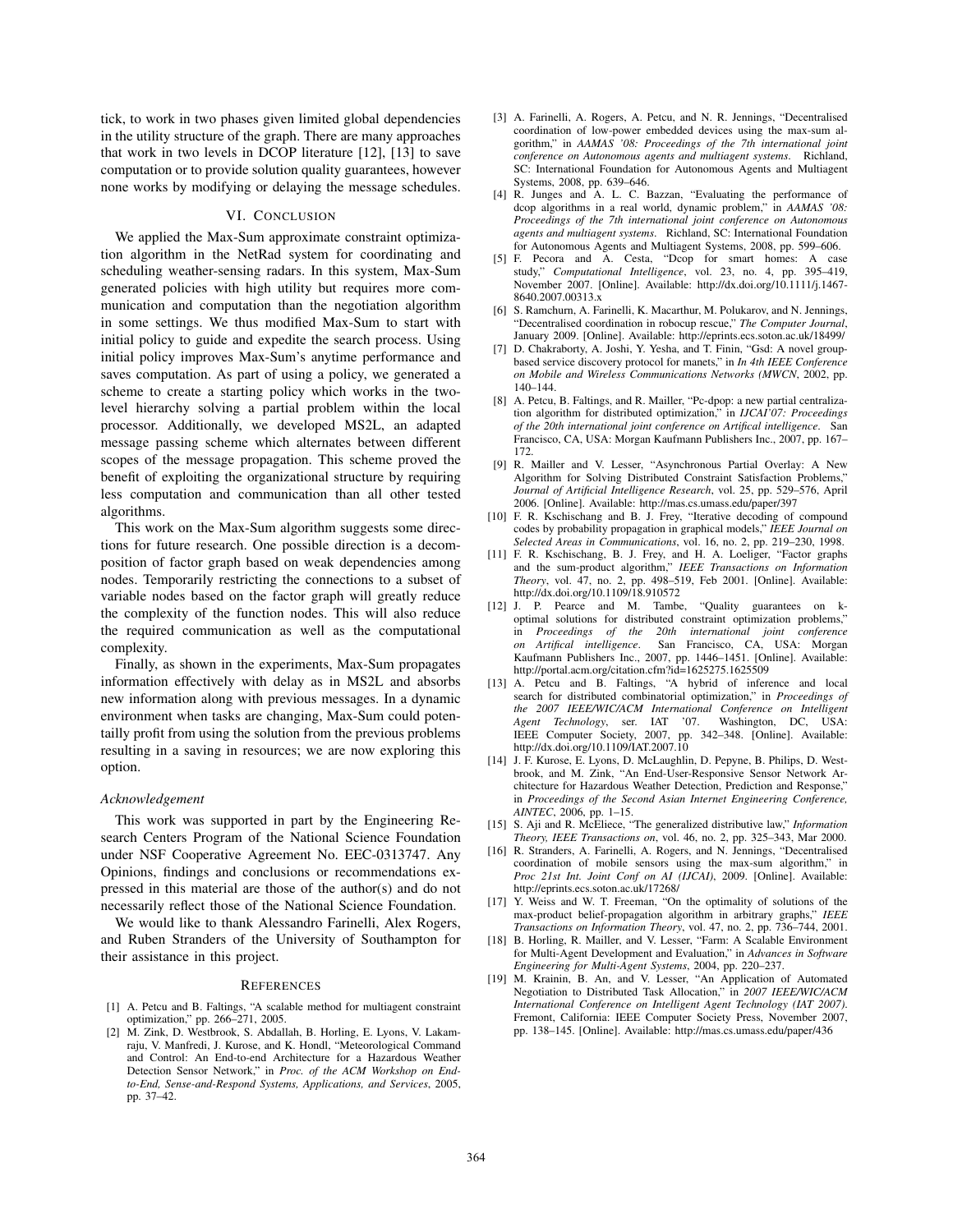tick, to work in two phases given limited global dependencies in the utility structure of the graph. There are many approaches that work in two levels in DCOP literature [12], [13] to save computation or to provide solution quality guarantees, however none works by modifying or delaying the message schedules.

## VI. Conclusion

We applied the Max-Sum approximate constraint optimization algorithm in the NetRad system for coordinating and scheduling weather-sensing radars. In this system, Max-Sum generated policies with high utility but requires more communication and computation than the negotiation algorithm in some settings. We thus modified Max-Sum to start with initial policy to guide and expedite the search process. Using initial policy improves Max-Sum's anytime performance and saves computation. As part of using a policy, we generated a scheme to create a starting policy which works in the two-level hierarchy solving a partial problem within the local processor. Additionally, we developed MS2L, an adapted message passing scheme which alternates between different scopes of the message propagation. This scheme proved the benefit of exploiting the organizational structure by requiring less computation and communication than all other tested algorithms.

This work on the Max-Sum algorithm suggests some directions for future research. One possible direction is a decomposition of factor graph based on weak dependencies among nodes. Temporarily restricting the connections to a subset of variable nodes based on the factor graph will greatly reduce the complexity of the function nodes. This will also reduce the required communication as well as the computational complexity.

Finally, as shown in the experiments, Max-Sum propagates information effectively with delay as in MS2L and absorbs new information along with previous messages. In a dynamic environment when tasks are changing, Max-Sum could potentailly profit from using the solution from the previous problems resulting in a saving in resources; we are now exploring this option.

### *Acknowledgement*

This work was supported in part by the Engineering Research Centers Program of the National Science Foundation under NSF Cooperative Agreement No. EEC-0313747. Any Opinions, findings and conclusions or recommendations expressed in this material are those of the author(s) and do not necessarily reflect those of the National Science Foundation.

We would like to thank Alessandro Farinelli, Alex Rogers, and Ruben Stranders of the University of Southampton for their assistance in this project.

## References

[1] A. Petcu and B. Faltings, "A scalable method for multiagent constraint optimization," pp. 266–271, 2005.

[2] M. Zink, D. Westbrook, S. Abdallah, B. Horling, E. Lyons, V. Lakamraju, V. Manfredi, J. Kurose, and K. Hondl, "Meteorological Command and Control: An End-to-end Architecture for a Hazardous Weather Detection Sensor Network," in *Proc. of the ACM Workshop on End-to-End, Sense-and-Respond Systems, Applications, and Services*, 2005, pp. 37–42.

[3] A. Farinelli, A. Rogers, A. Petcu, and N. R. Jennings, "Decentralised coordination of low-power embedded devices using the max-sum algorithm," in *AAMAS '08: Proceedings of the 7th international joint conference on Autonomous agents and multiagent systems*. Richland, SC: International Foundation for Autonomous Agents and Multiagent Systems, 2008, pp. 639–646.

[4] R. Junges and A. L. C. Bazzan, "Evaluating the performance of dcop algorithms in a real world, dynamic problem," in *AAMAS '08: Proceedings of the 7th international joint conference on Autonomous agents and multiagent systems*. Richland, SC: International Foundation for Autonomous Agents and Multiagent Systems, 2008, pp. 599–606.

[5] F. Pecora and A. Cesta, "Dcop for smart homes: A case study," *Computational Intelligence*, vol. 23, no. 4, pp. 395–419, November 2007. [Online]. Available: http://dx.doi.org/10.1111/j.1467-8640.2007.00313.x

[6] S. Ramchurn, A. Farinelli, K. Macarthur, M. Polukarov, and N. Jennings, "Decentralised coordination in robocup rescue," *The Computer Journal*, January 2009. [Online]. Available: http://eprints.ecs.soton.ac.uk/18499/

[7] D. Chakraborty, A. Joshi, Y. Yesha, and T. Finin, "Gsd: A novel group-based service discovery protocol for manets," in *In 4th IEEE Conference on Mobile and Wireless Communications Networks (MWCN*, 2002, pp. 140–144.

[8] A. Petcu, B. Faltings, and R. Mailler, "Pc-dpop: a new partial centralization algorithm for distributed optimization," in *IJCAI'07: Proceedings of the 20th international joint conference on Artifical intelligence*. San Francisco, CA, USA: Morgan Kaufmann Publishers Inc., 2007, pp. 167–172.

[9] R. Mailler and V. Lesser, "Asynchronous Partial Overlay: A New Algorithm for Solving Distributed Constraint Satisfaction Problems," *Journal of Artificial Intelligence Research*, vol. 25, pp. 529–576, April 2006. [Online]. Available: http://mas.cs.umass.edu/paper/397

[10] F. R. Kschischang and B. J. Frey, "Iterative decoding of compound codes by probability propagation in graphical models," *IEEE Journal on Selected Areas in Communications*, vol. 16, no. 2, pp. 219–230, 1998.

[11] F. R. Kschischang, B. J. Frey, and H. A. Loeliger, "Factor graphs and the sum-product algorithm," *IEEE Transactions on Information Theory*, vol. 47, no. 2, pp. 498–519, Feb 2001. [Online]. Available: http://dx.doi.org/10.1109/18.910572

[12] J. P. Pearce and M. Tambe, "Quality guarantees on k-optimal solutions for distributed constraint optimization problems," in *Proceedings of the 20th international joint conference on Artifical intelligence*. San Francisco, CA, USA: Morgan Kaufmann Publishers Inc., 2007, pp. 1446–1451. [Online]. Available: http://portal.acm.org/citation.cfm?id=1625275.1625509

[13] A. Petcu and B. Faltings, "A hybrid of inference and local search for distributed combinatorial optimization," in *Proceedings of the 2007 IEEE/WIC/ACM International Conference on Intelligent Agent Technology*, ser. IAT '07. Washington, DC, USA: IEEE Computer Society, 2007, pp. 342–348. [Online]. Available: http://dx.doi.org/10.1109/IAT.2007.10

[14] J. F. Kurose, E. Lyons, D. McLaughlin, D. Pepyne, B. Philips, D. Westbrook, and M. Zink, "An End-User-Responsive Sensor Network Architecture for Hazardous Weather Detection, Prediction and Response," in *Proceedings of the Second Asian Internet Engineering Conference, AINTEC*, 2006, pp. 1–15.

[15] S. Aji and R. McEliece, "The generalized distributive law," *Information Theory, IEEE Transactions on*, vol. 46, no. 2, pp. 325–343, Mar 2000.

[16] R. Stranders, A. Farinelli, A. Rogers, and N. Jennings, "Decentralised coordination of mobile sensors using the max-sum algorithm," in *Proc 21st Int. Joint Conf on AI (IJCAI)*, 2009. [Online]. Available: http://eprints.ecs.soton.ac.uk/17268/

[17] Y. Weiss and W. T. Freeman, "On the optimality of solutions of the max-product belief-propagation algorithm in arbitrary graphs," *IEEE Transactions on Information Theory*, vol. 47, no. 2, pp. 736–744, 2001.

[18] B. Horling, R. Mailler, and V. Lesser, "Farm: A Scalable Environment for Multi-Agent Development and Evaluation," in *Advances in Software Engineering for Multi-Agent Systems*, 2004, pp. 220–237.

[19] M. Krainin, B. An, and V. Lesser, "An Application of Automated Negotiation to Distributed Task Allocation," in *2007 IEEE/WIC/ACM International Conference on Intelligent Agent Technology (IAT 2007)*. Fremont, California: IEEE Computer Society Press, November 2007, pp. 138–145. [Online]. Available: http://mas.cs.umass.edu/paper/436